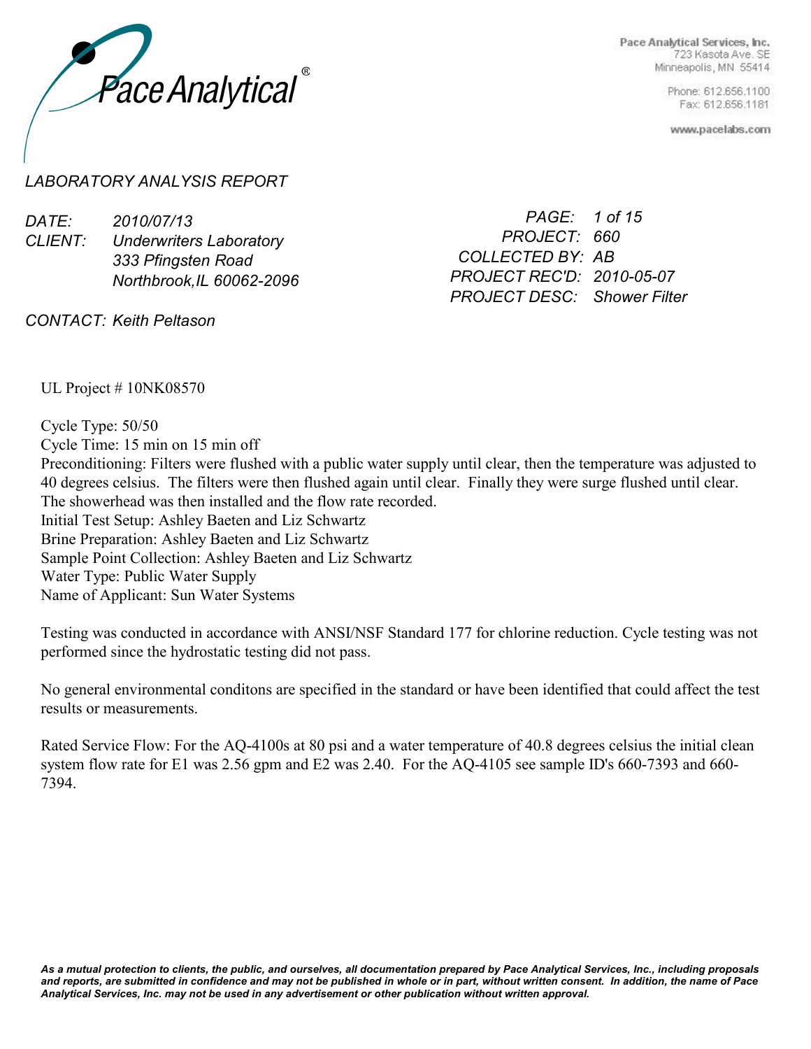Pace Analytical®

Pace Analytical Services, Inc.
723 Kasota Ave. SE
Minneapolis, MN 55414

Phone: 612.656.1100
Fax: 612.656.1181

www.pacelabs.com

*LABORATORY ANALYSIS REPORT*

*DATE:* *2010/07/13*
*CLIENT:* *Underwriters Laboratory*
*333 Pfingsten Road*
*Northbrook,IL 60062-2096*

*CONTACT: Keith Peltason*

*PROJECT: 660*
*COLLECTED BY: AB*
*PROJECT REC'D: 2010-05-07*
*PROJECT DESC: Shower Filter*

UL Project # 10NK08570

Cycle Type: 50/50
Cycle Time: 15 min on 15 min off
Preconditioning: Filters were flushed with a public water supply until clear, then the temperature was adjusted to 40 degrees celsius. The filters were then flushed again until clear. Finally they were surge flushed until clear. The showerhead was then installed and the flow rate recorded.
Initial Test Setup: Ashley Baeten and Liz Schwartz
Brine Preparation: Ashley Baeten and Liz Schwartz
Sample Point Collection: Ashley Baeten and Liz Schwartz
Water Type: Public Water Supply
Name of Applicant: Sun Water Systems

Testing was conducted in accordance with ANSI/NSF Standard 177 for chlorine reduction. Cycle testing was not performed since the hydrostatic testing did not pass.

No general environmental conditons are specified in the standard or have been identified that could affect the test results or measurements.

Rated Service Flow: For the AQ-4100s at 80 psi and a water temperature of 40.8 degrees celsius the initial clean system flow rate for E1 was 2.56 gpm and E2 was 2.40. For the AQ-4105 see sample ID's 660-7393 and 660-7394.

***As a mutual protection to clients, the public, and ourselves, all documentation prepared by Pace Analytical Services, Inc., including proposals and reports, are submitted in confidence and may not be published in whole or in part, without written consent. In addition, the name of Pace Analytical Services, Inc. may not be used in any advertisement or other publication without written approval.***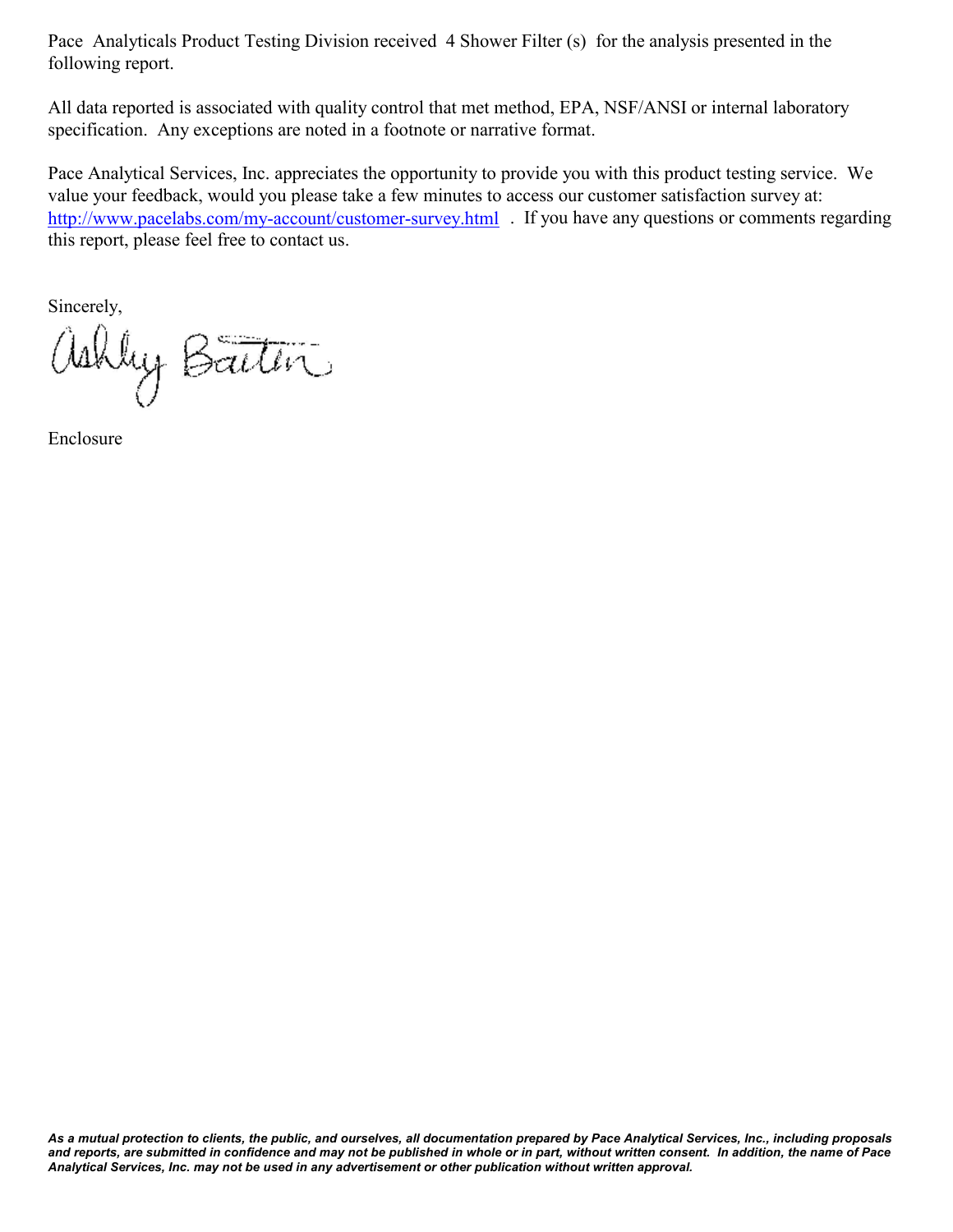Pace  Analyticals Product Testing Division received  4 Shower Filter (s)  for the analysis presented in the following report.

All data reported is associated with quality control that met method, EPA, NSF/ANSI or internal laboratory specification.  Any exceptions are noted in a footnote or narrative format.

Pace Analytical Services, Inc. appreciates the opportunity to provide you with this product testing service.  We value your feedback, would you please take a few minutes to access our customer satisfaction survey at: http://www.pacelabs.com/my-account/customer-survey.html  .  If you have any questions or comments regarding this report, please feel free to contact us.

Sincerely,

Ashley Baxter

Enclosure

***As a mutual protection to clients, the public, and ourselves, all documentation prepared by Pace Analytical Services, Inc., including proposals and reports, are submitted in confidence and may not be published in whole or in part, without written consent.  In addition, the name of Pace Analytical Services, Inc. may not be used in any advertisement or other publication without written approval.***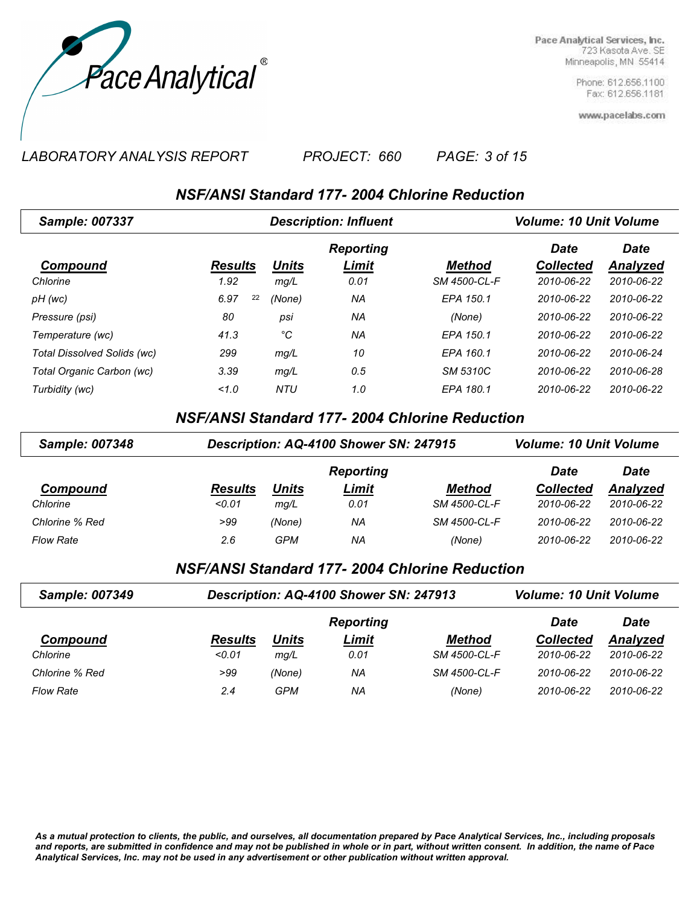Pace Analytical®

Pace Analytical Services, Inc.
723 Kasota Ave. SE
Minneapolis, MN 55414

Phone: 612.656.1100
Fax: 612.656.1181

www.pacelabs.com

*LABORATORY ANALYSIS REPORT* *PROJECT: 660*

## NSF/ANSI Standard 177- 2004 Chlorine Reduction

**Sample: 007337** | **Description: Influent** | **Volume: 10 Unit Volume**

| Compound | Results | Units | Reporting Limit | Method | Date Collected | Date Analyzed |
|---|---|---|---|---|---|---|
| Chlorine | 1.92 | mg/L | 0.01 | SM 4500-CL-F | 2010-06-22 | 2010-06-22 |
| pH (wc) | 6.97 [22] | (None) | NA | EPA 150.1 | 2010-06-22 | 2010-06-22 |
| Pressure (psi) | 80 | psi | NA | (None) | 2010-06-22 | 2010-06-22 |
| Temperature (wc) | 41.3 | °C | NA | EPA 150.1 | 2010-06-22 | 2010-06-22 |
| Total Dissolved Solids (wc) | 299 | mg/L | 10 | EPA 160.1 | 2010-06-22 | 2010-06-24 |
| Total Organic Carbon (wc) | 3.39 | mg/L | 0.5 | SM 5310C | 2010-06-22 | 2010-06-28 |
| Turbidity (wc) | <1.0 | NTU | 1.0 | EPA 180.1 | 2010-06-22 | 2010-06-22 |

## NSF/ANSI Standard 177- 2004 Chlorine Reduction

**Sample: 007348** | **Description: AQ-4100 Shower SN: 247915** | **Volume: 10 Unit Volume**

| Compound | Results | Units | Reporting Limit | Method | Date Collected | Date Analyzed |
|---|---|---|---|---|---|---|
| Chlorine | <0.01 | mg/L | 0.01 | SM 4500-CL-F | 2010-06-22 | 2010-06-22 |
| Chlorine % Red | >99 | (None) | NA | SM 4500-CL-F | 2010-06-22 | 2010-06-22 |
| Flow Rate | 2.6 | GPM | NA | (None) | 2010-06-22 | 2010-06-22 |

## NSF/ANSI Standard 177- 2004 Chlorine Reduction

**Sample: 007349** | **Description: AQ-4100 Shower SN: 247913** | **Volume: 10 Unit Volume**

| Compound | Results | Units | Reporting Limit | Method | Date Collected | Date Analyzed |
|---|---|---|---|---|---|---|
| Chlorine | <0.01 | mg/L | 0.01 | SM 4500-CL-F | 2010-06-22 | 2010-06-22 |
| Chlorine % Red | >99 | (None) | NA | SM 4500-CL-F | 2010-06-22 | 2010-06-22 |
| Flow Rate | 2.4 | GPM | NA | (None) | 2010-06-22 | 2010-06-22 |

***As a mutual protection to clients, the public, and ourselves, all documentation prepared by Pace Analytical Services, Inc., including proposals and reports, are submitted in confidence and may not be published in whole or in part, without written consent. In addition, the name of Pace Analytical Services, Inc. may not be used in any advertisement or other publication without written approval.***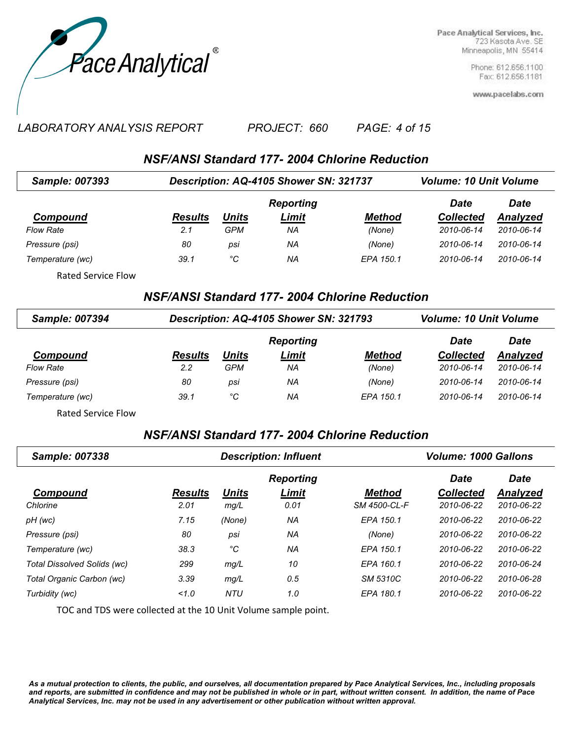Pace Analytical®

Pace Analytical Services, Inc.
723 Kasota Ave. SE
Minneapolis, MN 55414

Phone: 612.656.1100
Fax: 612.656.1181

www.pacelabs.com

*LABORATORY ANALYSIS REPORT* *PROJECT: 660*

## NSF/ANSI Standard 177- 2004 Chlorine Reduction

**Sample: 007393** | **Description: AQ-4105 Shower SN: 321737** | **Volume: 10 Unit Volume**

| Compound | Results | Units | Reporting Limit | Method | Date Collected | Date Analyzed |
|---|---|---|---|---|---|---|
| Flow Rate | 2.1 | GPM | NA | (None) | 2010-06-14 | 2010-06-14 |
| Pressure (psi) | 80 | psi | NA | (None) | 2010-06-14 | 2010-06-14 |
| Temperature (wc) | 39.1 | °C | NA | EPA 150.1 | 2010-06-14 | 2010-06-14 |

Rated Service Flow

## NSF/ANSI Standard 177- 2004 Chlorine Reduction

**Sample: 007394** | **Description: AQ-4105 Shower SN: 321793** | **Volume: 10 Unit Volume**

| Compound | Results | Units | Reporting Limit | Method | Date Collected | Date Analyzed |
|---|---|---|---|---|---|---|
| Flow Rate | 2.2 | GPM | NA | (None) | 2010-06-14 | 2010-06-14 |
| Pressure (psi) | 80 | psi | NA | (None) | 2010-06-14 | 2010-06-14 |
| Temperature (wc) | 39.1 | °C | NA | EPA 150.1 | 2010-06-14 | 2010-06-14 |

Rated Service Flow

## NSF/ANSI Standard 177- 2004 Chlorine Reduction

**Sample: 007338** | **Description: Influent** | **Volume: 1000 Gallons**

| Compound | Results | Units | Reporting Limit | Method | Date Collected | Date Analyzed |
|---|---|---|---|---|---|---|
| Chlorine | 2.01 | mg/L | 0.01 | SM 4500-CL-F | 2010-06-22 | 2010-06-22 |
| pH (wc) | 7.15 | (None) | NA | EPA 150.1 | 2010-06-22 | 2010-06-22 |
| Pressure (psi) | 80 | psi | NA | (None) | 2010-06-22 | 2010-06-22 |
| Temperature (wc) | 38.3 | °C | NA | EPA 150.1 | 2010-06-22 | 2010-06-22 |
| Total Dissolved Solids (wc) | 299 | mg/L | 10 | EPA 160.1 | 2010-06-22 | 2010-06-24 |
| Total Organic Carbon (wc) | 3.39 | mg/L | 0.5 | SM 5310C | 2010-06-22 | 2010-06-28 |
| Turbidity (wc) | <1.0 | NTU | 1.0 | EPA 180.1 | 2010-06-22 | 2010-06-22 |

TOC and TDS were collected at the 10 Unit Volume sample point.

*As a mutual protection to clients, the public, and ourselves, all documentation prepared by Pace Analytical Services, Inc., including proposals and reports, are submitted in confidence and may not be published in whole or in part, without written consent. In addition, the name of Pace Analytical Services, Inc. may not be used in any advertisement or other publication without written approval.*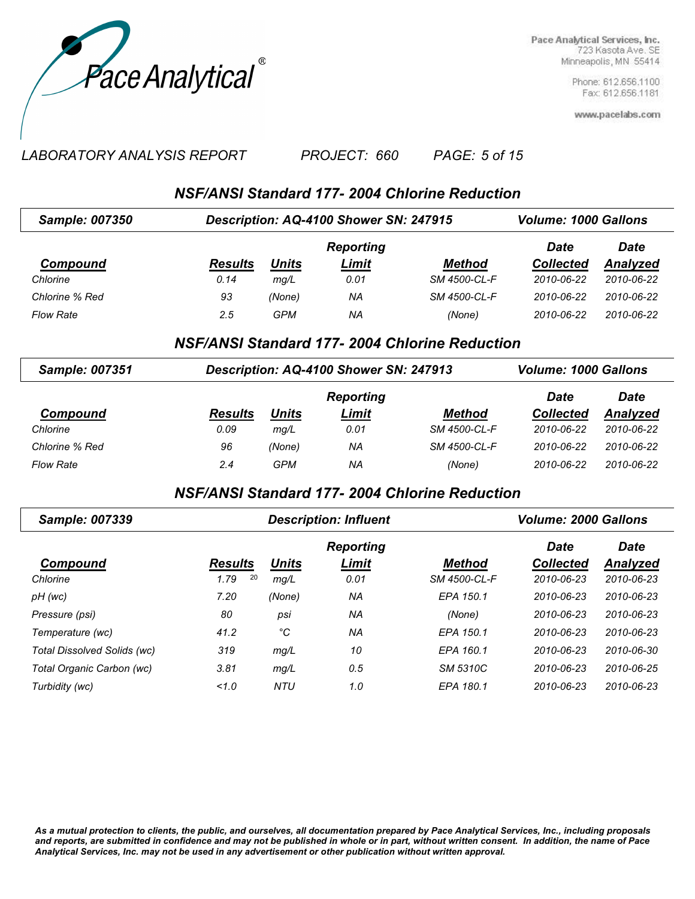Pace Analytical®

Pace Analytical Services, Inc.
723 Kasota Ave. SE
Minneapolis, MN 55414

Phone: 612.656.1100
Fax: 612.656.1181

www.pacelabs.com

*LABORATORY ANALYSIS REPORT* *PROJECT: 660*

## NSF/ANSI Standard 177- 2004 Chlorine Reduction

**Sample: 007350** **Description: AQ-4100 Shower SN: 247915** **Volume: 1000 Gallons**

| Compound | Results | Units | Reporting Limit | Method | Date Collected | Date Analyzed |
|---|---|---|---|---|---|---|
| Chlorine | 0.14 | mg/L | 0.01 | SM 4500-CL-F | 2010-06-22 | 2010-06-22 |
| Chlorine % Red | 93 | (None) | NA | SM 4500-CL-F | 2010-06-22 | 2010-06-22 |
| Flow Rate | 2.5 | GPM | NA | (None) | 2010-06-22 | 2010-06-22 |

## NSF/ANSI Standard 177- 2004 Chlorine Reduction

**Sample: 007351** **Description: AQ-4100 Shower SN: 247913** **Volume: 1000 Gallons**

| Compound | Results | Units | Reporting Limit | Method | Date Collected | Date Analyzed |
|---|---|---|---|---|---|---|
| Chlorine | 0.09 | mg/L | 0.01 | SM 4500-CL-F | 2010-06-22 | 2010-06-22 |
| Chlorine % Red | 96 | (None) | NA | SM 4500-CL-F | 2010-06-22 | 2010-06-22 |
| Flow Rate | 2.4 | GPM | NA | (None) | 2010-06-22 | 2010-06-22 |

## NSF/ANSI Standard 177- 2004 Chlorine Reduction

**Sample: 007339** **Description: Influent** **Volume: 2000 Gallons**

| Compound | Results | Units | Reporting Limit | Method | Date Collected | Date Analyzed |
|---|---|---|---|---|---|---|
| Chlorine | 1.79 [20] | mg/L | 0.01 | SM 4500-CL-F | 2010-06-23 | 2010-06-23 |
| pH (wc) | 7.20 | (None) | NA | EPA 150.1 | 2010-06-23 | 2010-06-23 |
| Pressure (psi) | 80 | psi | NA | (None) | 2010-06-23 | 2010-06-23 |
| Temperature (wc) | 41.2 | °C | NA | EPA 150.1 | 2010-06-23 | 2010-06-23 |
| Total Dissolved Solids (wc) | 319 | mg/L | 10 | EPA 160.1 | 2010-06-23 | 2010-06-30 |
| Total Organic Carbon (wc) | 3.81 | mg/L | 0.5 | SM 5310C | 2010-06-23 | 2010-06-25 |
| Turbidity (wc) | <1.0 | NTU | 1.0 | EPA 180.1 | 2010-06-23 | 2010-06-23 |

***As a mutual protection to clients, the public, and ourselves, all documentation prepared by Pace Analytical Services, Inc., including proposals and reports, are submitted in confidence and may not be published in whole or in part, without written consent. In addition, the name of Pace Analytical Services, Inc. may not be used in any advertisement or other publication without written approval.***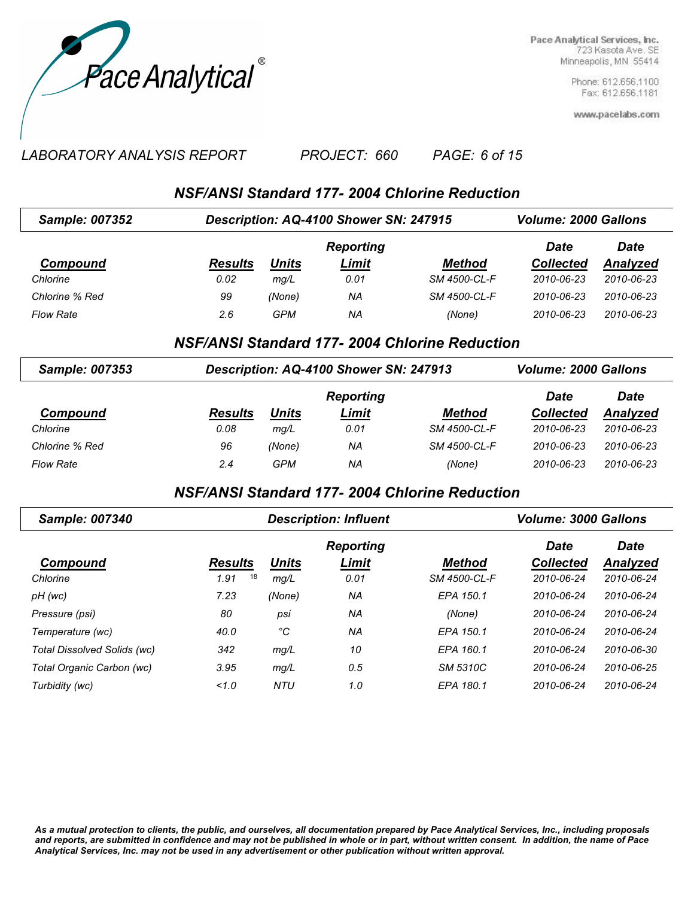Pace Analytical®

Pace Analytical Services, Inc.
723 Kasota Ave. SE
Minneapolis, MN 55414

Phone: 612.656.1100
Fax: 612.656.1181

www.pacelabs.com

*LABORATORY ANALYSIS REPORT* *PROJECT: 660*

## NSF/ANSI Standard 177- 2004 Chlorine Reduction

**Sample: 007352** **Description: AQ-4100 Shower SN: 247915** **Volume: 2000 Gallons**

| Compound | Results | Units | Reporting Limit | Method | Date Collected | Date Analyzed |
|---|---|---|---|---|---|---|
| Chlorine | 0.02 | mg/L | 0.01 | SM 4500-CL-F | 2010-06-23 | 2010-06-23 |
| Chlorine % Red | 99 | (None) | NA | SM 4500-CL-F | 2010-06-23 | 2010-06-23 |
| Flow Rate | 2.6 | GPM | NA | (None) | 2010-06-23 | 2010-06-23 |

## NSF/ANSI Standard 177- 2004 Chlorine Reduction

**Sample: 007353** **Description: AQ-4100 Shower SN: 247913** **Volume: 2000 Gallons**

| Compound | Results | Units | Reporting Limit | Method | Date Collected | Date Analyzed |
|---|---|---|---|---|---|---|
| Chlorine | 0.08 | mg/L | 0.01 | SM 4500-CL-F | 2010-06-23 | 2010-06-23 |
| Chlorine % Red | 96 | (None) | NA | SM 4500-CL-F | 2010-06-23 | 2010-06-23 |
| Flow Rate | 2.4 | GPM | NA | (None) | 2010-06-23 | 2010-06-23 |

## NSF/ANSI Standard 177- 2004 Chlorine Reduction

**Sample: 007340** **Description: Influent** **Volume: 3000 Gallons**

| Compound | Results | Units | Reporting Limit | Method | Date Collected | Date Analyzed |
|---|---|---|---|---|---|---|
| Chlorine | 1.91 [18] | mg/L | 0.01 | SM 4500-CL-F | 2010-06-24 | 2010-06-24 |
| pH (wc) | 7.23 | (None) | NA | EPA 150.1 | 2010-06-24 | 2010-06-24 |
| Pressure (psi) | 80 | psi | NA | (None) | 2010-06-24 | 2010-06-24 |
| Temperature (wc) | 40.0 | °C | NA | EPA 150.1 | 2010-06-24 | 2010-06-24 |
| Total Dissolved Solids (wc) | 342 | mg/L | 10 | EPA 160.1 | 2010-06-24 | 2010-06-30 |
| Total Organic Carbon (wc) | 3.95 | mg/L | 0.5 | SM 5310C | 2010-06-24 | 2010-06-25 |
| Turbidity (wc) | <1.0 | NTU | 1.0 | EPA 180.1 | 2010-06-24 | 2010-06-24 |

***As a mutual protection to clients, the public, and ourselves, all documentation prepared by Pace Analytical Services, Inc., including proposals and reports, are submitted in confidence and may not be published in whole or in part, without written consent. In addition, the name of Pace Analytical Services, Inc. may not be used in any advertisement or other publication without written approval.***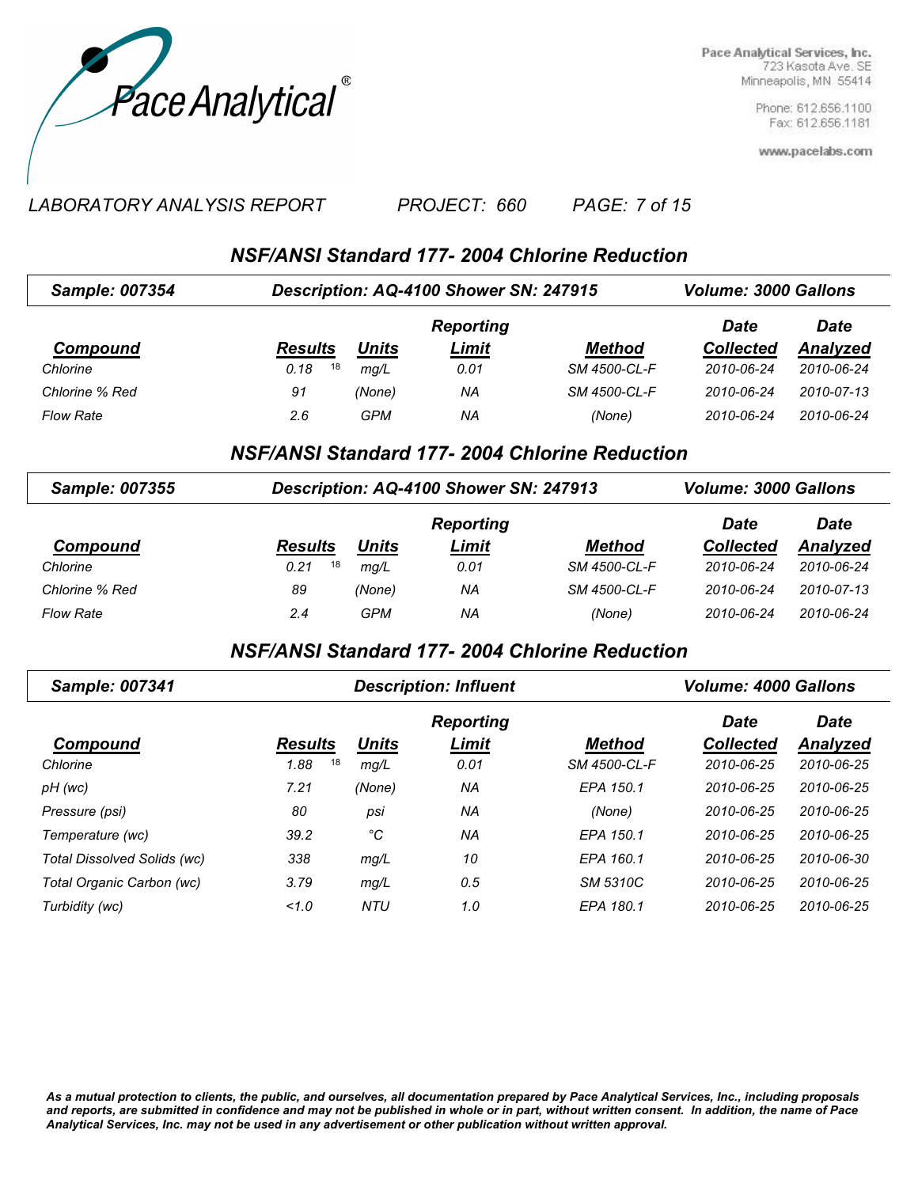LABORATORY ANALYSIS REPORT    PROJECT: 660

## NSF/ANSI Standard 177- 2004 Chlorine Reduction

**Sample: 007354**    **Description: AQ-4100 Shower SN: 247915**    **Volume: 3000 Gallons**

| Compound | Results | Units | Reporting Limit | Method | Date Collected | Date Analyzed |
|---|---|---|---|---|---|---|
| Chlorine | 0.18 [18] | mg/L | 0.01 | SM 4500-CL-F | 2010-06-24 | 2010-06-24 |
| Chlorine % Red | 91 | (None) | NA | SM 4500-CL-F | 2010-06-24 | 2010-07-13 |
| Flow Rate | 2.6 | GPM | NA | (None) | 2010-06-24 | 2010-06-24 |

## NSF/ANSI Standard 177- 2004 Chlorine Reduction

**Sample: 007355**    **Description: AQ-4100 Shower SN: 247913**    **Volume: 3000 Gallons**

| Compound | Results | Units | Reporting Limit | Method | Date Collected | Date Analyzed |
|---|---|---|---|---|---|---|
| Chlorine | 0.21 [18] | mg/L | 0.01 | SM 4500-CL-F | 2010-06-24 | 2010-06-24 |
| Chlorine % Red | 89 | (None) | NA | SM 4500-CL-F | 2010-06-24 | 2010-07-13 |
| Flow Rate | 2.4 | GPM | NA | (None) | 2010-06-24 | 2010-06-24 |

## NSF/ANSI Standard 177- 2004 Chlorine Reduction

**Sample: 007341**    **Description: Influent**    **Volume: 4000 Gallons**

| Compound | Results | Units | Reporting Limit | Method | Date Collected | Date Analyzed |
|---|---|---|---|---|---|---|
| Chlorine | 1.88 [18] | mg/L | 0.01 | SM 4500-CL-F | 2010-06-25 | 2010-06-25 |
| pH (wc) | 7.21 | (None) | NA | EPA 150.1 | 2010-06-25 | 2010-06-25 |
| Pressure (psi) | 80 | psi | NA | (None) | 2010-06-25 | 2010-06-25 |
| Temperature (wc) | 39.2 | °C | NA | EPA 150.1 | 2010-06-25 | 2010-06-25 |
| Total Dissolved Solids (wc) | 338 | mg/L | 10 | EPA 160.1 | 2010-06-25 | 2010-06-30 |
| Total Organic Carbon (wc) | 3.79 | mg/L | 0.5 | SM 5310C | 2010-06-25 | 2010-06-25 |
| Turbidity (wc) | <1.0 | NTU | 1.0 | EPA 180.1 | 2010-06-25 | 2010-06-25 |

*As a mutual protection to clients, the public, and ourselves, all documentation prepared by Pace Analytical Services, Inc., including proposals and reports, are submitted in confidence and may not be published in whole or in part, without written consent. In addition, the name of Pace Analytical Services, Inc. may not be used in any advertisement or other publication without written approval.*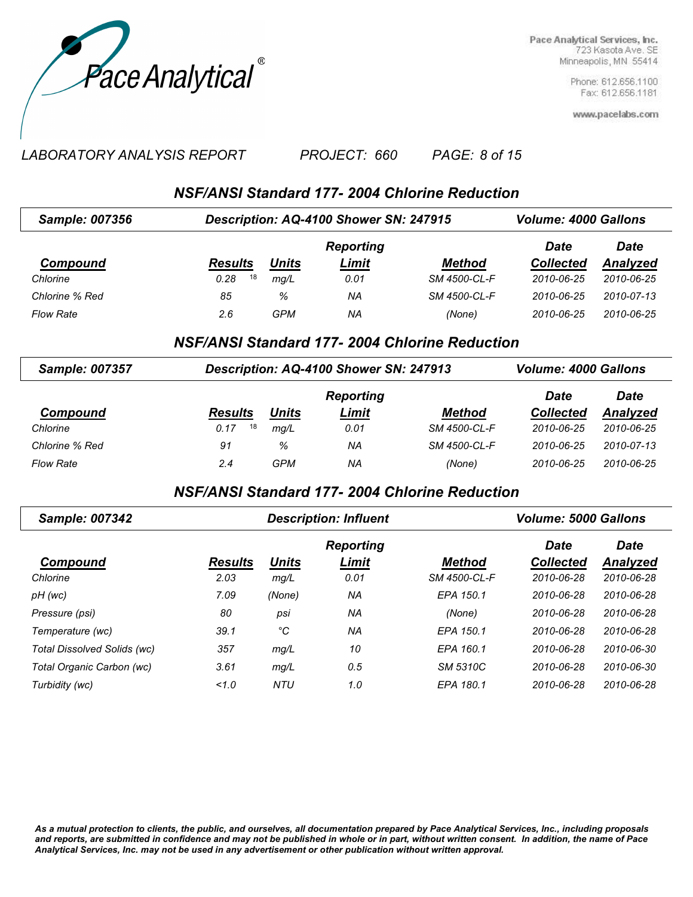Pace Analytical®

Pace Analytical Services, Inc.
723 Kasota Ave. SE
Minneapolis, MN 55414

Phone: 612.656.1100
Fax: 612.656.1181

www.pacelabs.com

*LABORATORY ANALYSIS REPORT* *PROJECT: 660*

## NSF/ANSI Standard 177- 2004 Chlorine Reduction

**Sample: 007356** **Description: AQ-4100 Shower SN: 247915** **Volume: 4000 Gallons**

| Compound | Results | Units | Reporting Limit | Method | Date Collected | Date Analyzed |
|---|---|---|---|---|---|---|
| Chlorine | 0.28 [18] | mg/L | 0.01 | SM 4500-CL-F | 2010-06-25 | 2010-06-25 |
| Chlorine % Red | 85 | % | NA | SM 4500-CL-F | 2010-06-25 | 2010-07-13 |
| Flow Rate | 2.6 | GPM | NA | (None) | 2010-06-25 | 2010-06-25 |

## NSF/ANSI Standard 177- 2004 Chlorine Reduction

**Sample: 007357** **Description: AQ-4100 Shower SN: 247913** **Volume: 4000 Gallons**

| Compound | Results | Units | Reporting Limit | Method | Date Collected | Date Analyzed |
|---|---|---|---|---|---|---|
| Chlorine | 0.17 [18] | mg/L | 0.01 | SM 4500-CL-F | 2010-06-25 | 2010-06-25 |
| Chlorine % Red | 91 | % | NA | SM 4500-CL-F | 2010-06-25 | 2010-07-13 |
| Flow Rate | 2.4 | GPM | NA | (None) | 2010-06-25 | 2010-06-25 |

## NSF/ANSI Standard 177- 2004 Chlorine Reduction

**Sample: 007342** **Description: Influent** **Volume: 5000 Gallons**

| Compound | Results | Units | Reporting Limit | Method | Date Collected | Date Analyzed |
|---|---|---|---|---|---|---|
| Chlorine | 2.03 | mg/L | 0.01 | SM 4500-CL-F | 2010-06-28 | 2010-06-28 |
| pH (wc) | 7.09 | (None) | NA | EPA 150.1 | 2010-06-28 | 2010-06-28 |
| Pressure (psi) | 80 | psi | NA | (None) | 2010-06-28 | 2010-06-28 |
| Temperature (wc) | 39.1 | °C | NA | EPA 150.1 | 2010-06-28 | 2010-06-28 |
| Total Dissolved Solids (wc) | 357 | mg/L | 10 | EPA 160.1 | 2010-06-28 | 2010-06-30 |
| Total Organic Carbon (wc) | 3.61 | mg/L | 0.5 | SM 5310C | 2010-06-28 | 2010-06-30 |
| Turbidity (wc) | <1.0 | NTU | 1.0 | EPA 180.1 | 2010-06-28 | 2010-06-28 |

***As a mutual protection to clients, the public, and ourselves, all documentation prepared by Pace Analytical Services, Inc., including proposals and reports, are submitted in confidence and may not be published in whole or in part, without written consent. In addition, the name of Pace Analytical Services, Inc. may not be used in any advertisement or other publication without written approval.***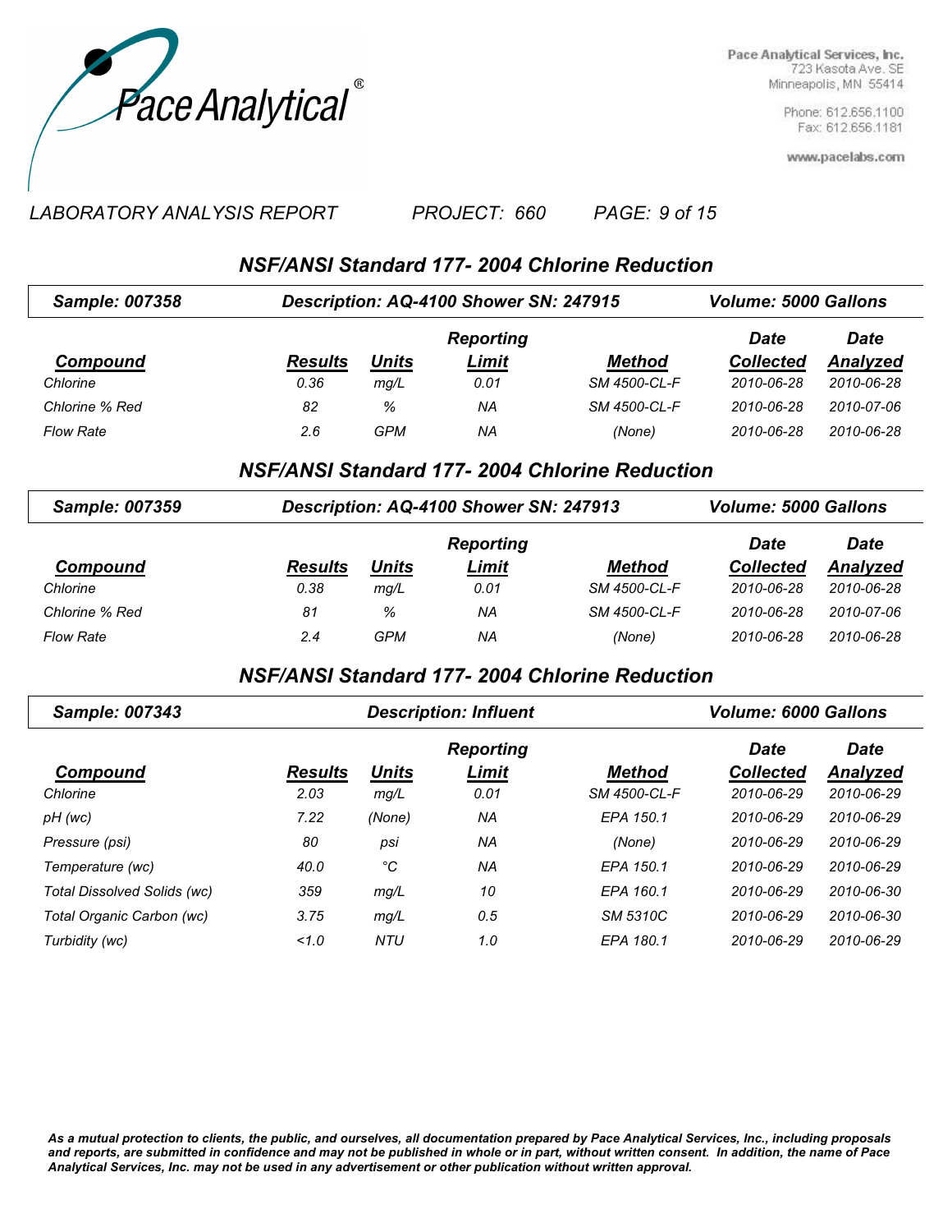Pace Analytical®

Pace Analytical Services, Inc.
723 Kasota Ave. SE
Minneapolis, MN 55414

Phone: 612.656.1100
Fax: 612.656.1181

www.pacelabs.com

*LABORATORY ANALYSIS REPORT* *PROJECT: 660*

## NSF/ANSI Standard 177- 2004 Chlorine Reduction

**Sample: 007358** **Description: AQ-4100 Shower SN: 247915** **Volume: 5000 Gallons**

| Compound | Results | Units | Reporting Limit | Method | Date Collected | Date Analyzed |
|---|---|---|---|---|---|---|
| Chlorine | 0.36 | mg/L | 0.01 | SM 4500-CL-F | 2010-06-28 | 2010-06-28 |
| Chlorine % Red | 82 | % | NA | SM 4500-CL-F | 2010-06-28 | 2010-07-06 |
| Flow Rate | 2.6 | GPM | NA | (None) | 2010-06-28 | 2010-06-28 |

## NSF/ANSI Standard 177- 2004 Chlorine Reduction

**Sample: 007359** **Description: AQ-4100 Shower SN: 247913** **Volume: 5000 Gallons**

| Compound | Results | Units | Reporting Limit | Method | Date Collected | Date Analyzed |
|---|---|---|---|---|---|---|
| Chlorine | 0.38 | mg/L | 0.01 | SM 4500-CL-F | 2010-06-28 | 2010-06-28 |
| Chlorine % Red | 81 | % | NA | SM 4500-CL-F | 2010-06-28 | 2010-07-06 |
| Flow Rate | 2.4 | GPM | NA | (None) | 2010-06-28 | 2010-06-28 |

## NSF/ANSI Standard 177- 2004 Chlorine Reduction

**Sample: 007343** **Description: Influent** **Volume: 6000 Gallons**

| Compound | Results | Units | Reporting Limit | Method | Date Collected | Date Analyzed |
|---|---|---|---|---|---|---|
| Chlorine | 2.03 | mg/L | 0.01 | SM 4500-CL-F | 2010-06-29 | 2010-06-29 |
| pH (wc) | 7.22 | (None) | NA | EPA 150.1 | 2010-06-29 | 2010-06-29 |
| Pressure (psi) | 80 | psi | NA | (None) | 2010-06-29 | 2010-06-29 |
| Temperature (wc) | 40.0 | °C | NA | EPA 150.1 | 2010-06-29 | 2010-06-29 |
| Total Dissolved Solids (wc) | 359 | mg/L | 10 | EPA 160.1 | 2010-06-29 | 2010-06-30 |
| Total Organic Carbon (wc) | 3.75 | mg/L | 0.5 | SM 5310C | 2010-06-29 | 2010-06-30 |
| Turbidity (wc) | <1.0 | NTU | 1.0 | EPA 180.1 | 2010-06-29 | 2010-06-29 |

*As a mutual protection to clients, the public, and ourselves, all documentation prepared by Pace Analytical Services, Inc., including proposals and reports, are submitted in confidence and may not be published in whole or in part, without written consent. In addition, the name of Pace Analytical Services, Inc. may not be used in any advertisement or other publication without written approval.*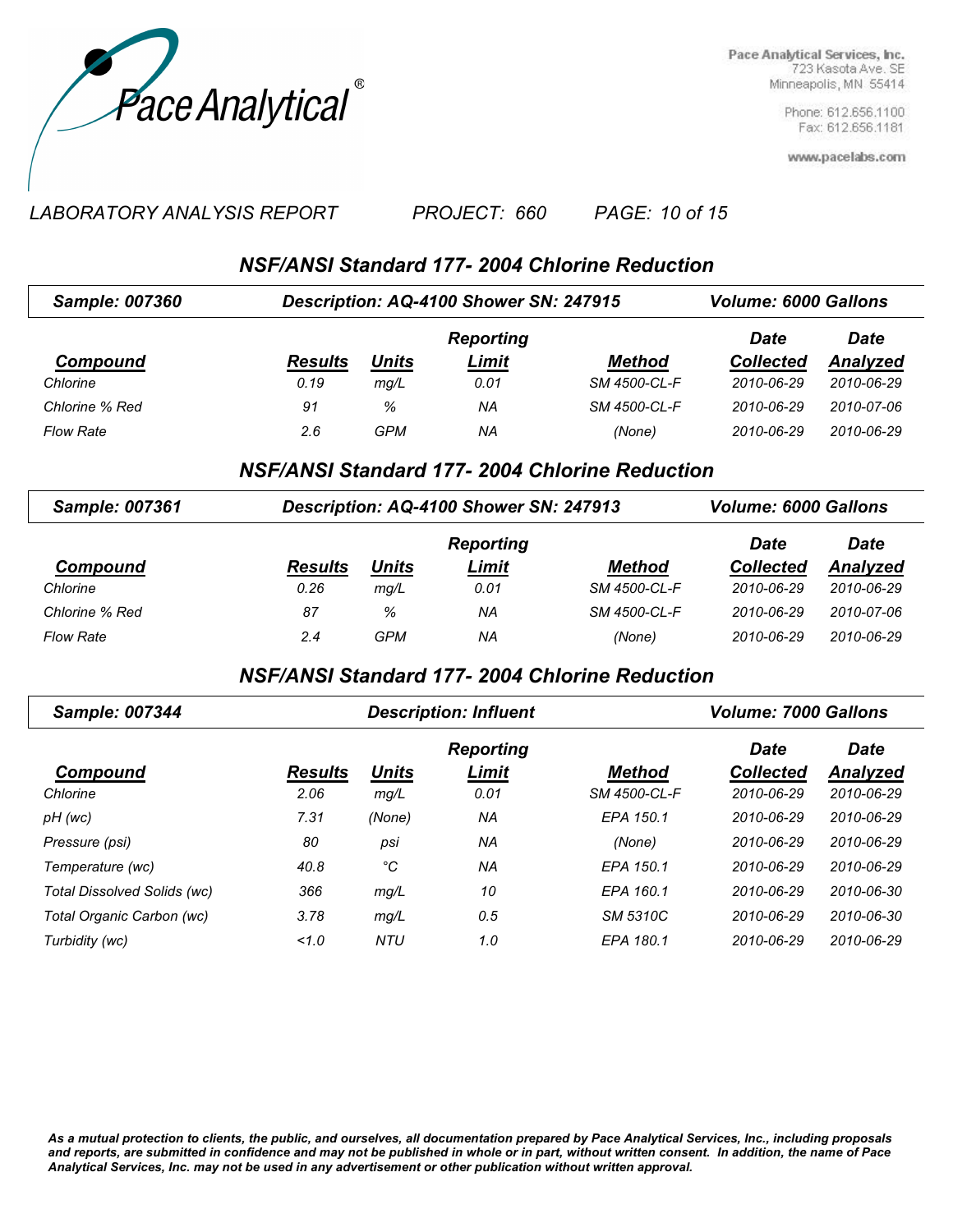Pace Analytical®

Pace Analytical Services, Inc.
723 Kasota Ave. SE
Minneapolis, MN 55414

Phone: 612.656.1100
Fax: 612.656.1181

www.pacelabs.com

*LABORATORY ANALYSIS REPORT*  *PROJECT: 660*

## NSF/ANSI Standard 177- 2004 Chlorine Reduction

**Sample: 007360** | **Description: AQ-4100 Shower SN: 247915** | **Volume: 6000 Gallons**

| Compound | Results | Units | Reporting Limit | Method | Date Collected | Date Analyzed |
|---|---|---|---|---|---|---|
| Chlorine | 0.19 | mg/L | 0.01 | SM 4500-CL-F | 2010-06-29 | 2010-06-29 |
| Chlorine % Red | 91 | % | NA | SM 4500-CL-F | 2010-06-29 | 2010-07-06 |
| Flow Rate | 2.6 | GPM | NA | (None) | 2010-06-29 | 2010-06-29 |

## NSF/ANSI Standard 177- 2004 Chlorine Reduction

**Sample: 007361** | **Description: AQ-4100 Shower SN: 247913** | **Volume: 6000 Gallons**

| Compound | Results | Units | Reporting Limit | Method | Date Collected | Date Analyzed |
|---|---|---|---|---|---|---|
| Chlorine | 0.26 | mg/L | 0.01 | SM 4500-CL-F | 2010-06-29 | 2010-06-29 |
| Chlorine % Red | 87 | % | NA | SM 4500-CL-F | 2010-06-29 | 2010-07-06 |
| Flow Rate | 2.4 | GPM | NA | (None) | 2010-06-29 | 2010-06-29 |

## NSF/ANSI Standard 177- 2004 Chlorine Reduction

**Sample: 007344** | **Description: Influent** | **Volume: 7000 Gallons**

| Compound | Results | Units | Reporting Limit | Method | Date Collected | Date Analyzed |
|---|---|---|---|---|---|---|
| Chlorine | 2.06 | mg/L | 0.01 | SM 4500-CL-F | 2010-06-29 | 2010-06-29 |
| pH (wc) | 7.31 | (None) | NA | EPA 150.1 | 2010-06-29 | 2010-06-29 |
| Pressure (psi) | 80 | psi | NA | (None) | 2010-06-29 | 2010-06-29 |
| Temperature (wc) | 40.8 | °C | NA | EPA 150.1 | 2010-06-29 | 2010-06-29 |
| Total Dissolved Solids (wc) | 366 | mg/L | 10 | EPA 160.1 | 2010-06-29 | 2010-06-30 |
| Total Organic Carbon (wc) | 3.78 | mg/L | 0.5 | SM 5310C | 2010-06-29 | 2010-06-30 |
| Turbidity (wc) | <1.0 | NTU | 1.0 | EPA 180.1 | 2010-06-29 | 2010-06-29 |

***As a mutual protection to clients, the public, and ourselves, all documentation prepared by Pace Analytical Services, Inc., including proposals and reports, are submitted in confidence and may not be published in whole or in part, without written consent. In addition, the name of Pace Analytical Services, Inc. may not be used in any advertisement or other publication without written approval.***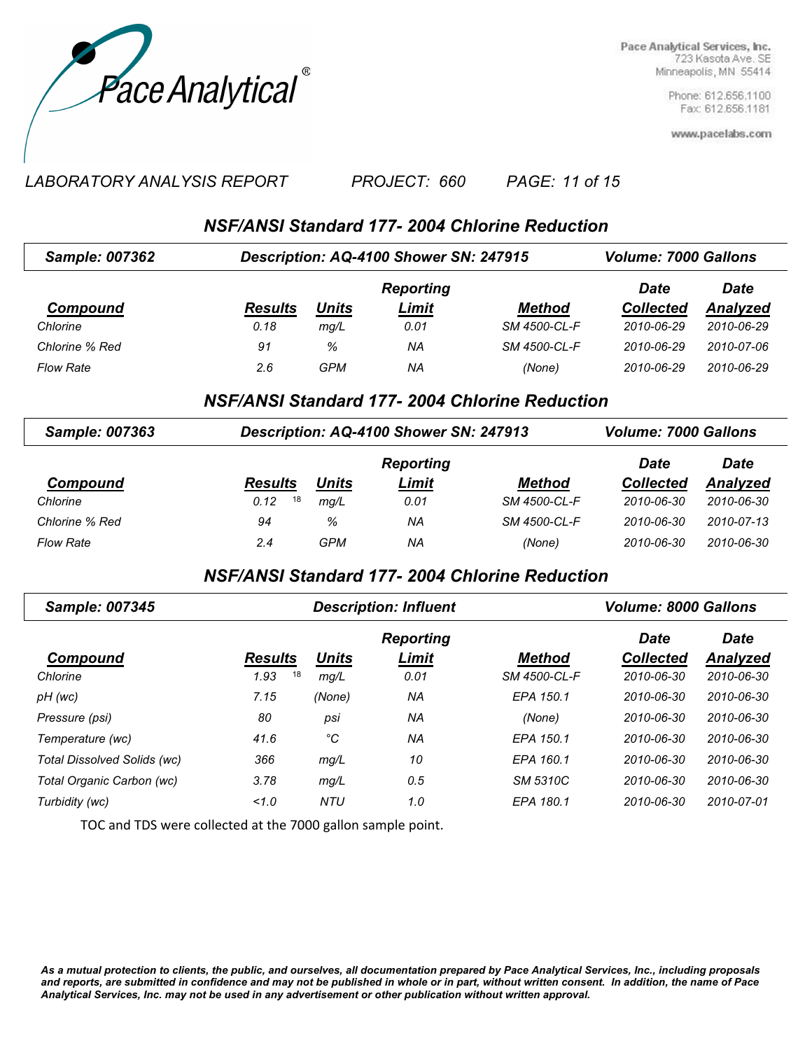Pace Analytical Services, Inc.
723 Kasota Ave. SE
Minneapolis, MN 55414

Phone: 612.656.1100
Fax: 612.656.1181

www.pacelabs.com

*LABORATORY ANALYSIS REPORT* *PROJECT: 660*

## NSF/ANSI Standard 177- 2004 Chlorine Reduction

**Sample: 007362** **Description: AQ-4100 Shower SN: 247915** **Volume: 7000 Gallons**

| Compound | Results | Units | Reporting Limit | Method | Date Collected | Date Analyzed |
|---|---|---|---|---|---|---|
| Chlorine | 0.18 | mg/L | 0.01 | SM 4500-CL-F | 2010-06-29 | 2010-06-29 |
| Chlorine % Red | 91 | % | NA | SM 4500-CL-F | 2010-06-29 | 2010-07-06 |
| Flow Rate | 2.6 | GPM | NA | (None) | 2010-06-29 | 2010-06-29 |

## NSF/ANSI Standard 177- 2004 Chlorine Reduction

**Sample: 007363** **Description: AQ-4100 Shower SN: 247913** **Volume: 7000 Gallons**

| Compound | Results | Units | Reporting Limit | Method | Date Collected | Date Analyzed |
|---|---|---|---|---|---|---|
| Chlorine | 0.12 [18] | mg/L | 0.01 | SM 4500-CL-F | 2010-06-30 | 2010-06-30 |
| Chlorine % Red | 94 | % | NA | SM 4500-CL-F | 2010-06-30 | 2010-07-13 |
| Flow Rate | 2.4 | GPM | NA | (None) | 2010-06-30 | 2010-06-30 |

## NSF/ANSI Standard 177- 2004 Chlorine Reduction

**Sample: 007345** **Description: Influent** **Volume: 8000 Gallons**

| Compound | Results | Units | Reporting Limit | Method | Date Collected | Date Analyzed |
|---|---|---|---|---|---|---|
| Chlorine | 1.93 [18] | mg/L | 0.01 | SM 4500-CL-F | 2010-06-30 | 2010-06-30 |
| pH (wc) | 7.15 | (None) | NA | EPA 150.1 | 2010-06-30 | 2010-06-30 |
| Pressure (psi) | 80 | psi | NA | (None) | 2010-06-30 | 2010-06-30 |
| Temperature (wc) | 41.6 | °C | NA | EPA 150.1 | 2010-06-30 | 2010-06-30 |
| Total Dissolved Solids (wc) | 366 | mg/L | 10 | EPA 160.1 | 2010-06-30 | 2010-06-30 |
| Total Organic Carbon (wc) | 3.78 | mg/L | 0.5 | SM 5310C | 2010-06-30 | 2010-06-30 |
| Turbidity (wc) | <1.0 | NTU | 1.0 | EPA 180.1 | 2010-06-30 | 2010-07-01 |

TOC and TDS were collected at the 7000 gallon sample point.

*As a mutual protection to clients, the public, and ourselves, all documentation prepared by Pace Analytical Services, Inc., including proposals and reports, are submitted in confidence and may not be published in whole or in part, without written consent. In addition, the name of Pace Analytical Services, Inc. may not be used in any advertisement or other publication without written approval.*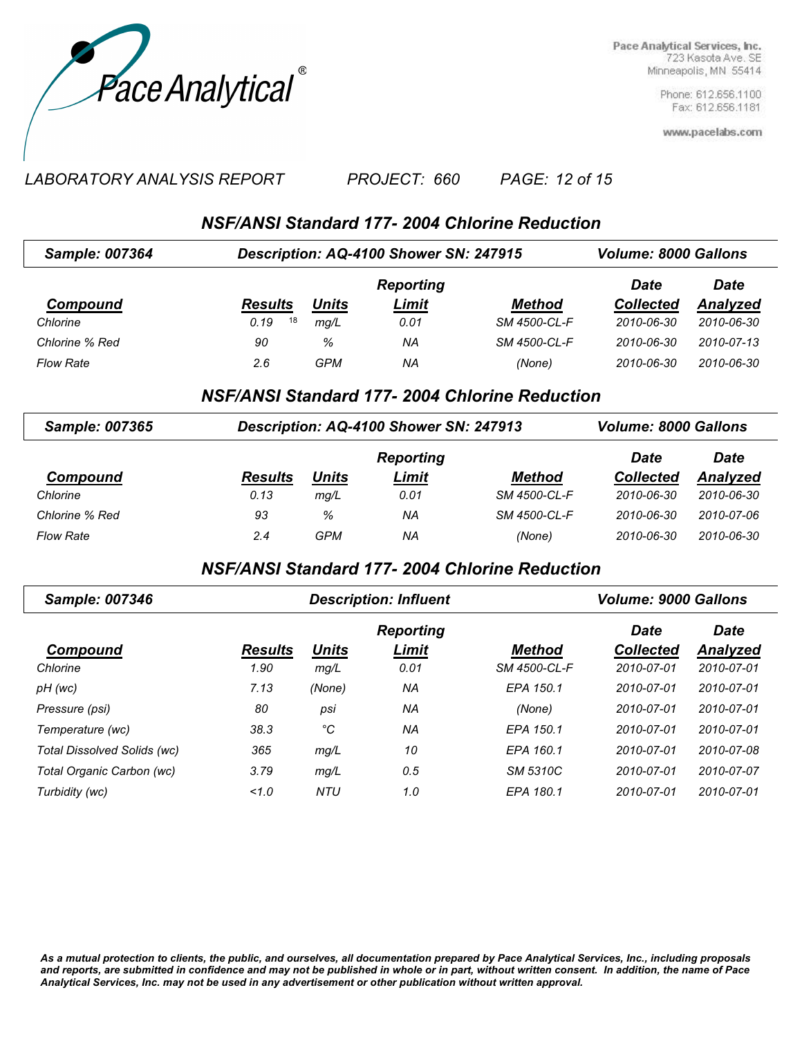Pace Analytical®

Pace Analytical Services, Inc.
723 Kasota Ave. SE
Minneapolis, MN 55414

Phone: 612.656.1100
Fax: 612.656.1181

www.pacelabs.com

*LABORATORY ANALYSIS REPORT* *PROJECT: 660*

## NSF/ANSI Standard 177- 2004 Chlorine Reduction

**Sample: 007364** **Description: AQ-4100 Shower SN: 247915** **Volume: 8000 Gallons**

| Compound | Results | Units | Reporting Limit | Method | Date Collected | Date Analyzed |
|---|---|---|---|---|---|---|
| Chlorine | 0.19 [18] | mg/L | 0.01 | SM 4500-CL-F | 2010-06-30 | 2010-06-30 |
| Chlorine % Red | 90 | % | NA | SM 4500-CL-F | 2010-06-30 | 2010-07-13 |
| Flow Rate | 2.6 | GPM | NA | (None) | 2010-06-30 | 2010-06-30 |

## NSF/ANSI Standard 177- 2004 Chlorine Reduction

**Sample: 007365** **Description: AQ-4100 Shower SN: 247913** **Volume: 8000 Gallons**

| Compound | Results | Units | Reporting Limit | Method | Date Collected | Date Analyzed |
|---|---|---|---|---|---|---|
| Chlorine | 0.13 | mg/L | 0.01 | SM 4500-CL-F | 2010-06-30 | 2010-06-30 |
| Chlorine % Red | 93 | % | NA | SM 4500-CL-F | 2010-06-30 | 2010-07-06 |
| Flow Rate | 2.4 | GPM | NA | (None) | 2010-06-30 | 2010-06-30 |

## NSF/ANSI Standard 177- 2004 Chlorine Reduction

**Sample: 007346** **Description: Influent** **Volume: 9000 Gallons**

| Compound | Results | Units | Reporting Limit | Method | Date Collected | Date Analyzed |
|---|---|---|---|---|---|---|
| Chlorine | 1.90 | mg/L | 0.01 | SM 4500-CL-F | 2010-07-01 | 2010-07-01 |
| pH (wc) | 7.13 | (None) | NA | EPA 150.1 | 2010-07-01 | 2010-07-01 |
| Pressure (psi) | 80 | psi | NA | (None) | 2010-07-01 | 2010-07-01 |
| Temperature (wc) | 38.3 | °C | NA | EPA 150.1 | 2010-07-01 | 2010-07-01 |
| Total Dissolved Solids (wc) | 365 | mg/L | 10 | EPA 160.1 | 2010-07-01 | 2010-07-08 |
| Total Organic Carbon (wc) | 3.79 | mg/L | 0.5 | SM 5310C | 2010-07-01 | 2010-07-07 |
| Turbidity (wc) | <1.0 | NTU | 1.0 | EPA 180.1 | 2010-07-01 | 2010-07-01 |

***As a mutual protection to clients, the public, and ourselves, all documentation prepared by Pace Analytical Services, Inc., including proposals and reports, are submitted in confidence and may not be published in whole or in part, without written consent. In addition, the name of Pace Analytical Services, Inc. may not be used in any advertisement or other publication without written approval.***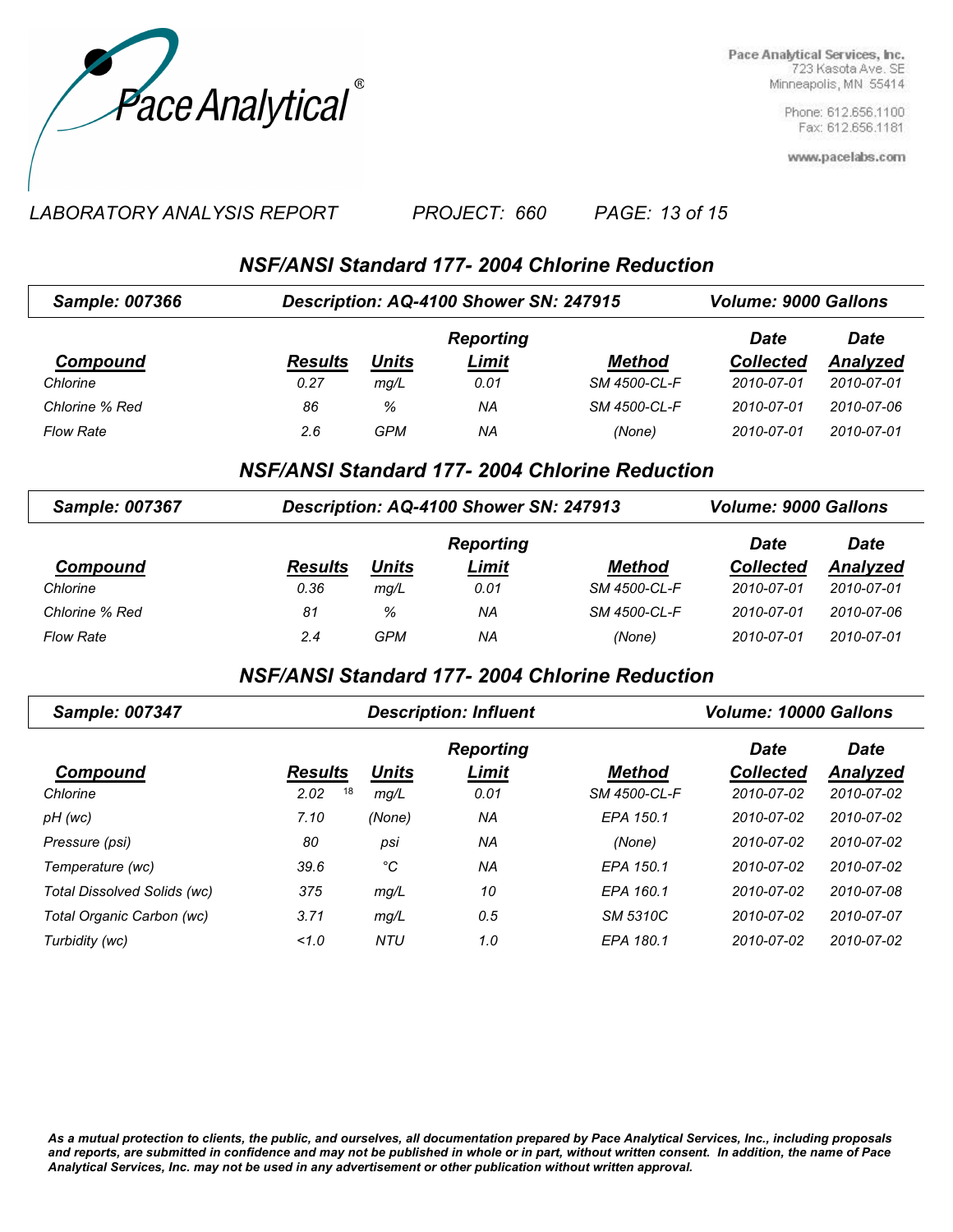Pace Analytical®

Pace Analytical Services, Inc.
723 Kasota Ave. SE
Minneapolis, MN 55414

Phone: 612.656.1100
Fax: 612.656.1181

www.pacelabs.com

*LABORATORY ANALYSIS REPORT* *PROJECT: 660*

## NSF/ANSI Standard 177- 2004 Chlorine Reduction

**Sample: 007366** **Description: AQ-4100 Shower SN: 247915** **Volume: 9000 Gallons**

| Compound | Results | Units | Reporting Limit | Method | Date Collected | Date Analyzed |
|---|---|---|---|---|---|---|
| Chlorine | 0.27 | mg/L | 0.01 | SM 4500-CL-F | 2010-07-01 | 2010-07-01 |
| Chlorine % Red | 86 | % | NA | SM 4500-CL-F | 2010-07-01 | 2010-07-06 |
| Flow Rate | 2.6 | GPM | NA | (None) | 2010-07-01 | 2010-07-01 |

## NSF/ANSI Standard 177- 2004 Chlorine Reduction

**Sample: 007367** **Description: AQ-4100 Shower SN: 247913** **Volume: 9000 Gallons**

| Compound | Results | Units | Reporting Limit | Method | Date Collected | Date Analyzed |
|---|---|---|---|---|---|---|
| Chlorine | 0.36 | mg/L | 0.01 | SM 4500-CL-F | 2010-07-01 | 2010-07-01 |
| Chlorine % Red | 81 | % | NA | SM 4500-CL-F | 2010-07-01 | 2010-07-06 |
| Flow Rate | 2.4 | GPM | NA | (None) | 2010-07-01 | 2010-07-01 |

## NSF/ANSI Standard 177- 2004 Chlorine Reduction

**Sample: 007347** **Description: Influent** **Volume: 10000 Gallons**

| Compound | Results | Units | Reporting Limit | Method | Date Collected | Date Analyzed |
|---|---|---|---|---|---|---|
| Chlorine | 2.02 [18] | mg/L | 0.01 | SM 4500-CL-F | 2010-07-02 | 2010-07-02 |
| pH (wc) | 7.10 | (None) | NA | EPA 150.1 | 2010-07-02 | 2010-07-02 |
| Pressure (psi) | 80 | psi | NA | (None) | 2010-07-02 | 2010-07-02 |
| Temperature (wc) | 39.6 | °C | NA | EPA 150.1 | 2010-07-02 | 2010-07-02 |
| Total Dissolved Solids (wc) | 375 | mg/L | 10 | EPA 160.1 | 2010-07-02 | 2010-07-08 |
| Total Organic Carbon (wc) | 3.71 | mg/L | 0.5 | SM 5310C | 2010-07-02 | 2010-07-07 |
| Turbidity (wc) | <1.0 | NTU | 1.0 | EPA 180.1 | 2010-07-02 | 2010-07-02 |

*As a mutual protection to clients, the public, and ourselves, all documentation prepared by Pace Analytical Services, Inc., including proposals and reports, are submitted in confidence and may not be published in whole or in part, without written consent. In addition, the name of Pace Analytical Services, Inc. may not be used in any advertisement or other publication without written approval.*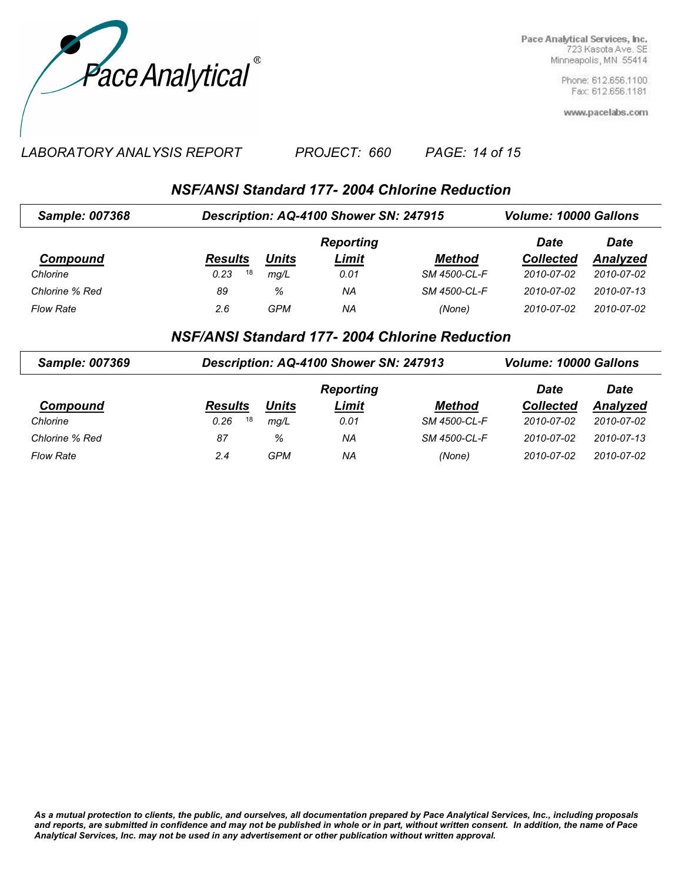Pace Analytical Services, Inc.
723 Kasota Ave. SE
Minneapolis, MN 55414

Phone: 612.656.1100
Fax: 612.656.1181

www.pacelabs.com

*LABORATORY ANALYSIS REPORT* *PROJECT: 660*

## NSF/ANSI Standard 177- 2004 Chlorine Reduction

**Sample: 007368** **Description: AQ-4100 Shower SN: 247915** **Volume: 10000 Gallons**

| Compound | Results | Units | Reporting Limit | Method | Date Collected | Date Analyzed |
|---|---|---|---|---|---|---|
| Chlorine | 0.23 [18] | mg/L | 0.01 | SM 4500-CL-F | 2010-07-02 | 2010-07-02 |
| Chlorine % Red | 89 | % | NA | SM 4500-CL-F | 2010-07-02 | 2010-07-13 |
| Flow Rate | 2.6 | GPM | NA | (None) | 2010-07-02 | 2010-07-02 |

## NSF/ANSI Standard 177- 2004 Chlorine Reduction

**Sample: 007369** **Description: AQ-4100 Shower SN: 247913** **Volume: 10000 Gallons**

| Compound | Results | Units | Reporting Limit | Method | Date Collected | Date Analyzed |
|---|---|---|---|---|---|---|
| Chlorine | 0.26 [18] | mg/L | 0.01 | SM 4500-CL-F | 2010-07-02 | 2010-07-02 |
| Chlorine % Red | 87 | % | NA | SM 4500-CL-F | 2010-07-02 | 2010-07-13 |
| Flow Rate | 2.4 | GPM | NA | (None) | 2010-07-02 | 2010-07-02 |

***As a mutual protection to clients, the public, and ourselves, all documentation prepared by Pace Analytical Services, Inc., including proposals and reports, are submitted in confidence and may not be published in whole or in part, without written consent. In addition, the name of Pace Analytical Services, Inc. may not be used in any advertisement or other publication without written approval.***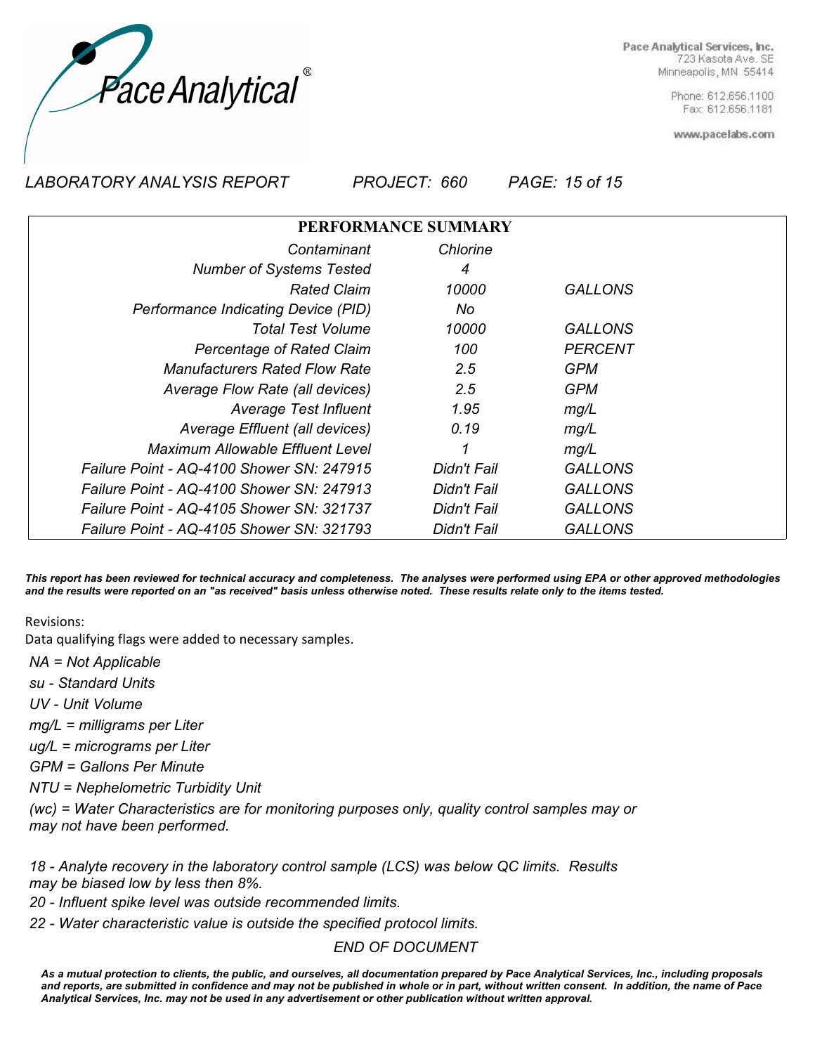Pace Analytical®

Pace Analytical Services, Inc.
723 Kasota Ave. SE
Minneapolis, MN 55414

Phone: 612.656.1100
Fax: 612.656.1181

www.pacelabs.com

*LABORATORY ANALYSIS REPORT* *PROJECT: 660* *PAGE: 15 of 15*

**PERFORMANCE SUMMARY**

| | | |
|---|---|---|
| *Contaminant* | *Chlorine* | |
| *Number of Systems Tested* | *4* | |
| *Rated Claim* | *10000* | *GALLONS* |
| *Performance Indicating Device (PID)* | *No* | |
| *Total Test Volume* | *10000* | *GALLONS* |
| *Percentage of Rated Claim* | *100* | *PERCENT* |
| *Manufacturers Rated Flow Rate* | *2.5* | *GPM* |
| *Average Flow Rate (all devices)* | *2.5* | *GPM* |
| *Average Test Influent* | *1.95* | *mg/L* |
| *Average Effluent (all devices)* | *0.19* | *mg/L* |
| *Maximum Allowable Effluent Level* | *1* | *mg/L* |
| *Failure Point - AQ-4100 Shower SN: 247915* | *Didn't Fail* | *GALLONS* |
| *Failure Point - AQ-4100 Shower SN: 247913* | *Didn't Fail* | *GALLONS* |
| *Failure Point - AQ-4105 Shower SN: 321737* | *Didn't Fail* | *GALLONS* |
| *Failure Point - AQ-4105 Shower SN: 321793* | *Didn't Fail* | *GALLONS* |

***This report has been reviewed for technical accuracy and completeness. The analyses were performed using EPA or other approved methodologies and the results were reported on an "as received" basis unless otherwise noted. These results relate only to the items tested.***

Revisions:
Data qualifying flags were added to necessary samples.

*NA = Not Applicable*

*su - Standard Units*

*UV - Unit Volume*

*mg/L = milligrams per Liter*

*ug/L = micrograms per Liter*

*GPM = Gallons Per Minute*

*NTU = Nephelometric Turbidity Unit*

*(wc) = Water Characteristics are for monitoring purposes only, quality control samples may or may not have been performed.*

*18 - Analyte recovery in the laboratory control sample (LCS) was below QC limits. Results may be biased low by less then 8%.*

*20 - Influent spike level was outside recommended limits.*

*22 - Water characteristic value is outside the specified protocol limits.*

*END OF DOCUMENT*

***As a mutual protection to clients, the public, and ourselves, all documentation prepared by Pace Analytical Services, Inc., including proposals and reports, are submitted in confidence and may not be published in whole or in part, without written consent. In addition, the name of Pace Analytical Services, Inc. may not be used in any advertisement or other publication without written approval.***